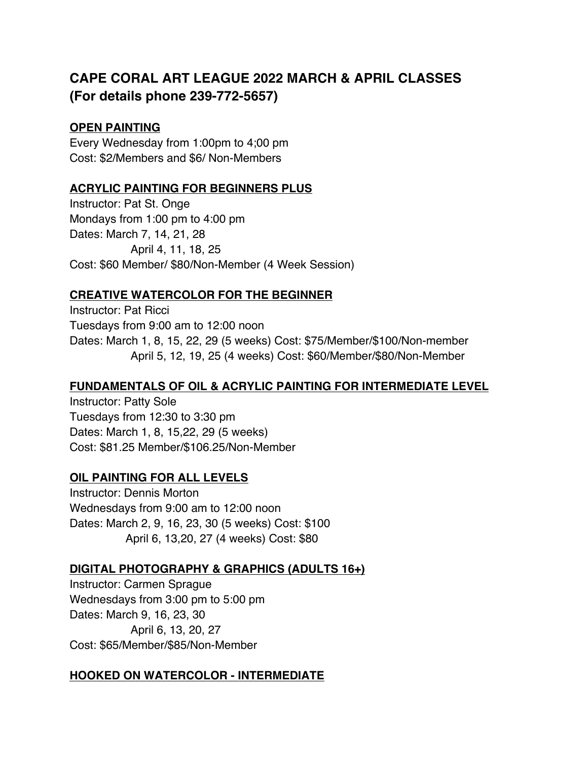# CAPE CORAL ART LEAGUE 2022 MARCH & APRIL CLASSES (For details phone 239-772-5657)

**OPEN PAINTING**

Every Wednesday from 1:00pm to 4;00 pm
Cost: $2/Members and $6/ Non-Members

**ACRYLIC PAINTING FOR BEGINNERS PLUS**

Instructor: Pat St. Onge
Mondays from 1:00 pm to 4:00 pm
Dates: March 7, 14, 21, 28
April 4, 11, 18, 25
Cost: $60 Member/ $80/Non-Member (4 Week Session)

**CREATIVE WATERCOLOR FOR THE BEGINNER**

Instructor: Pat Ricci
Tuesdays from 9:00 am to 12:00 noon
Dates: March 1, 8, 15, 22, 29 (5 weeks) Cost: $75/Member/$100/Non-member
April 5, 12, 19, 25 (4 weeks) Cost: $60/Member/$80/Non-Member

**FUNDAMENTALS OF OIL & ACRYLIC PAINTING FOR INTERMEDIATE LEVEL**

Instructor: Patty Sole
Tuesdays from 12:30 to 3:30 pm
Dates: March 1, 8, 15,22, 29 (5 weeks)
Cost: $81.25 Member/$106.25/Non-Member

**OIL PAINTING FOR ALL LEVELS**

Instructor: Dennis Morton
Wednesdays from 9:00 am to 12:00 noon
Dates: March 2, 9, 16, 23, 30 (5 weeks) Cost: $100
April 6, 13,20, 27 (4 weeks) Cost: $80

**DIGITAL PHOTOGRAPHY & GRAPHICS (ADULTS 16+)**

Instructor: Carmen Sprague
Wednesdays from 3:00 pm to 5:00 pm
Dates: March 9, 16, 23, 30
April 6, 13, 20, 27
Cost: $65/Member/$85/Non-Member

**HOOKED ON WATERCOLOR - INTERMEDIATE**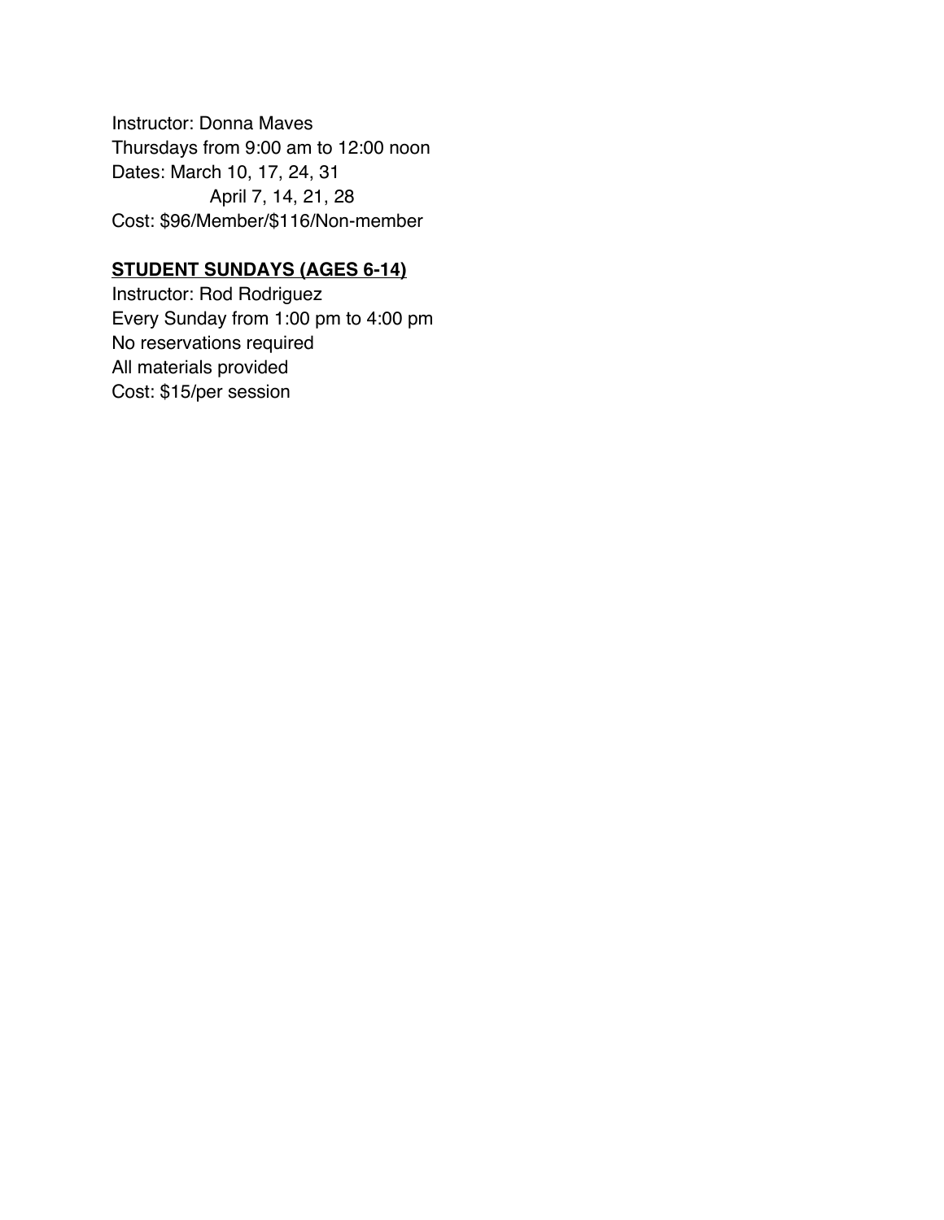Instructor: Donna Maves
Thursdays from 9:00 am to 12:00 noon
Dates: March 10, 17, 24, 31
April 7, 14, 21, 28
Cost: $96/Member/$116/Non-member

**STUDENT SUNDAYS (AGES 6-14)**

Instructor: Rod Rodriguez
Every Sunday from 1:00 pm to 4:00 pm
No reservations required
All materials provided
Cost: $15/per session